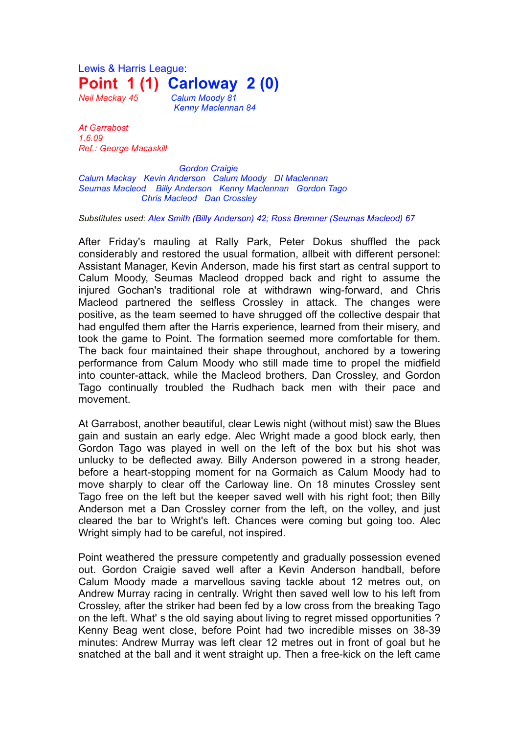Lewis & Harris League:

# Point 1 (1) Carloway 2 (0)

Neil Mackay 45 — Calum Moody 81, Kenny Maclennan 84

*At Garrabost*
*1.6.09*
*Ref.: George Macaskill*

Gordon Craigie
Calum Mackay Kevin Anderson Calum Moody DI Maclennan
Seumas Macleod Billy Anderson Kenny Maclennan Gordon Tago
Chris Macleod Dan Crossley

*Substitutes used: Alex Smith (Billy Anderson) 42; Ross Bremner (Seumas Macleod) 67*

After Friday's mauling at Rally Park, Peter Dokus shuffled the pack considerably and restored the usual formation, allbeit with different personel: Assistant Manager, Kevin Anderson, made his first start as central support to Calum Moody, Seumas Macleod dropped back and right to assume the injured Gochan's traditional role at withdrawn wing-forward, and Chris Macleod partnered the selfless Crossley in attack. The changes were positive, as the team seemed to have shrugged off the collective despair that had engulfed them after the Harris experience, learned from their misery, and took the game to Point. The formation seemed more comfortable for them. The back four maintained their shape throughout, anchored by a towering performance from Calum Moody who still made time to propel the midfield into counter-attack, while the Macleod brothers, Dan Crossley, and Gordon Tago continually troubled the Rudhach back men with their pace and movement.

At Garrabost, another beautiful, clear Lewis night (without mist) saw the Blues gain and sustain an early edge. Alec Wright made a good block early, then Gordon Tago was played in well on the left of the box but his shot was unlucky to be deflected away. Billy Anderson powered in a strong header, before a heart-stopping moment for na Gormaich as Calum Moody had to move sharply to clear off the Carloway line. On 18 minutes Crossley sent Tago free on the left but the keeper saved well with his right foot; then Billy Anderson met a Dan Crossley corner from the left, on the volley, and just cleared the bar to Wright's left. Chances were coming but going too. Alec Wright simply had to be careful, not inspired.

Point weathered the pressure competently and gradually possession evened out. Gordon Craigie saved well after a Kevin Anderson handball, before Calum Moody made a marvellous saving tackle about 12 metres out, on Andrew Murray racing in centrally. Wright then saved well low to his left from Crossley, after the striker had been fed by a low cross from the breaking Tago on the left. What' s the old saying about living to regret missed opportunities ? Kenny Beag went close, before Point had two incredible misses on 38-39 minutes: Andrew Murray was left clear 12 metres out in front of goal but he snatched at the ball and it went straight up. Then a free-kick on the left came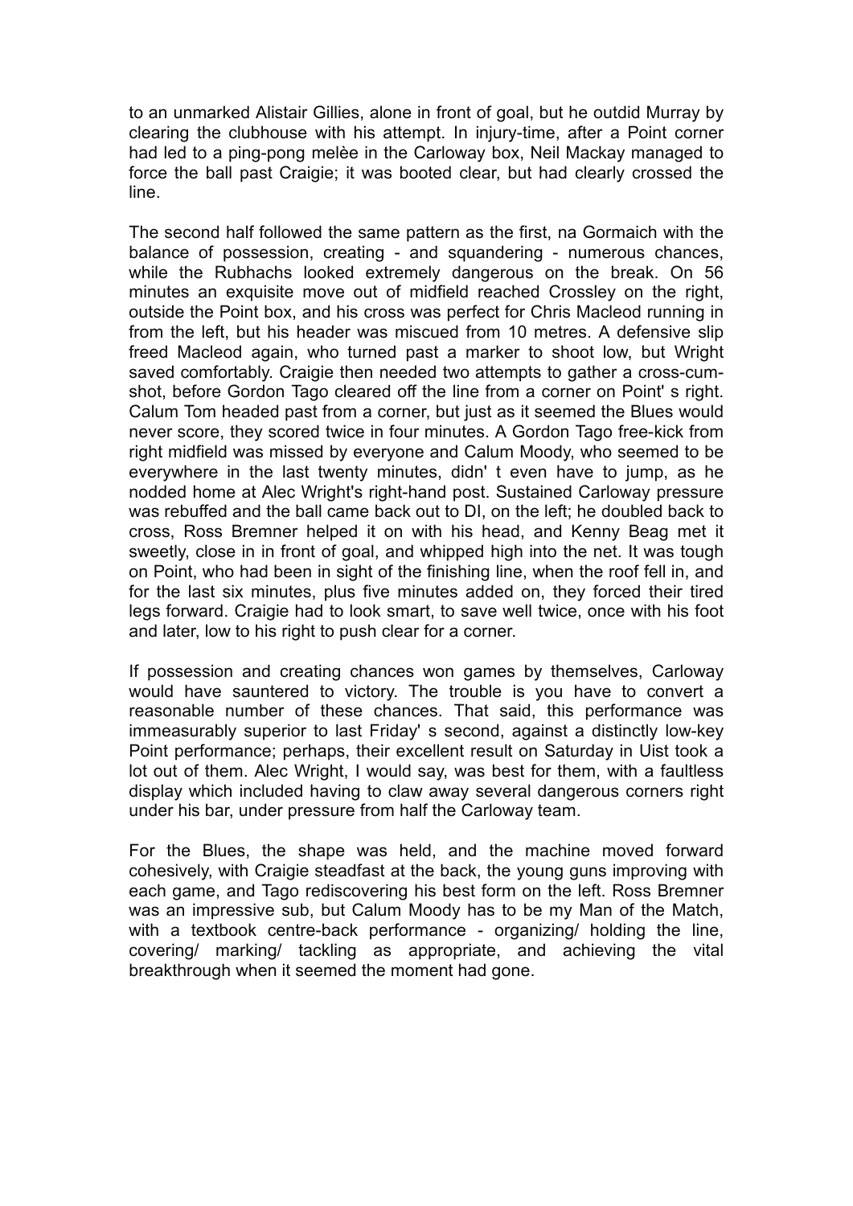to an unmarked Alistair Gillies, alone in front of goal, but he outdid Murray by clearing the clubhouse with his attempt. In injury-time, after a Point corner had led to a ping-pong melèe in the Carloway box, Neil Mackay managed to force the ball past Craigie; it was booted clear, but had clearly crossed the line.

The second half followed the same pattern as the first, na Gormaich with the balance of possession, creating - and squandering - numerous chances, while the Rubhachs looked extremely dangerous on the break. On 56 minutes an exquisite move out of midfield reached Crossley on the right, outside the Point box, and his cross was perfect for Chris Macleod running in from the left, but his header was miscued from 10 metres. A defensive slip freed Macleod again, who turned past a marker to shoot low, but Wright saved comfortably. Craigie then needed two attempts to gather a cross-cum-shot, before Gordon Tago cleared off the line from a corner on Point' s right. Calum Tom headed past from a corner, but just as it seemed the Blues would never score, they scored twice in four minutes. A Gordon Tago free-kick from right midfield was missed by everyone and Calum Moody, who seemed to be everywhere in the last twenty minutes, didn' t even have to jump, as he nodded home at Alec Wright's right-hand post. Sustained Carloway pressure was rebuffed and the ball came back out to DI, on the left; he doubled back to cross, Ross Bremner helped it on with his head, and Kenny Beag met it sweetly, close in in front of goal, and whipped high into the net. It was tough on Point, who had been in sight of the finishing line, when the roof fell in, and for the last six minutes, plus five minutes added on, they forced their tired legs forward. Craigie had to look smart, to save well twice, once with his foot and later, low to his right to push clear for a corner.

If possession and creating chances won games by themselves, Carloway would have sauntered to victory. The trouble is you have to convert a reasonable number of these chances. That said, this performance was immeasurably superior to last Friday' s second, against a distinctly low-key Point performance; perhaps, their excellent result on Saturday in Uist took a lot out of them. Alec Wright, I would say, was best for them, with a faultless display which included having to claw away several dangerous corners right under his bar, under pressure from half the Carloway team.

For the Blues, the shape was held, and the machine moved forward cohesively, with Craigie steadfast at the back, the young guns improving with each game, and Tago rediscovering his best form on the left. Ross Bremner was an impressive sub, but Calum Moody has to be my Man of the Match, with a textbook centre-back performance - organizing/ holding the line, covering/ marking/ tackling as appropriate, and achieving the vital breakthrough when it seemed the moment had gone.